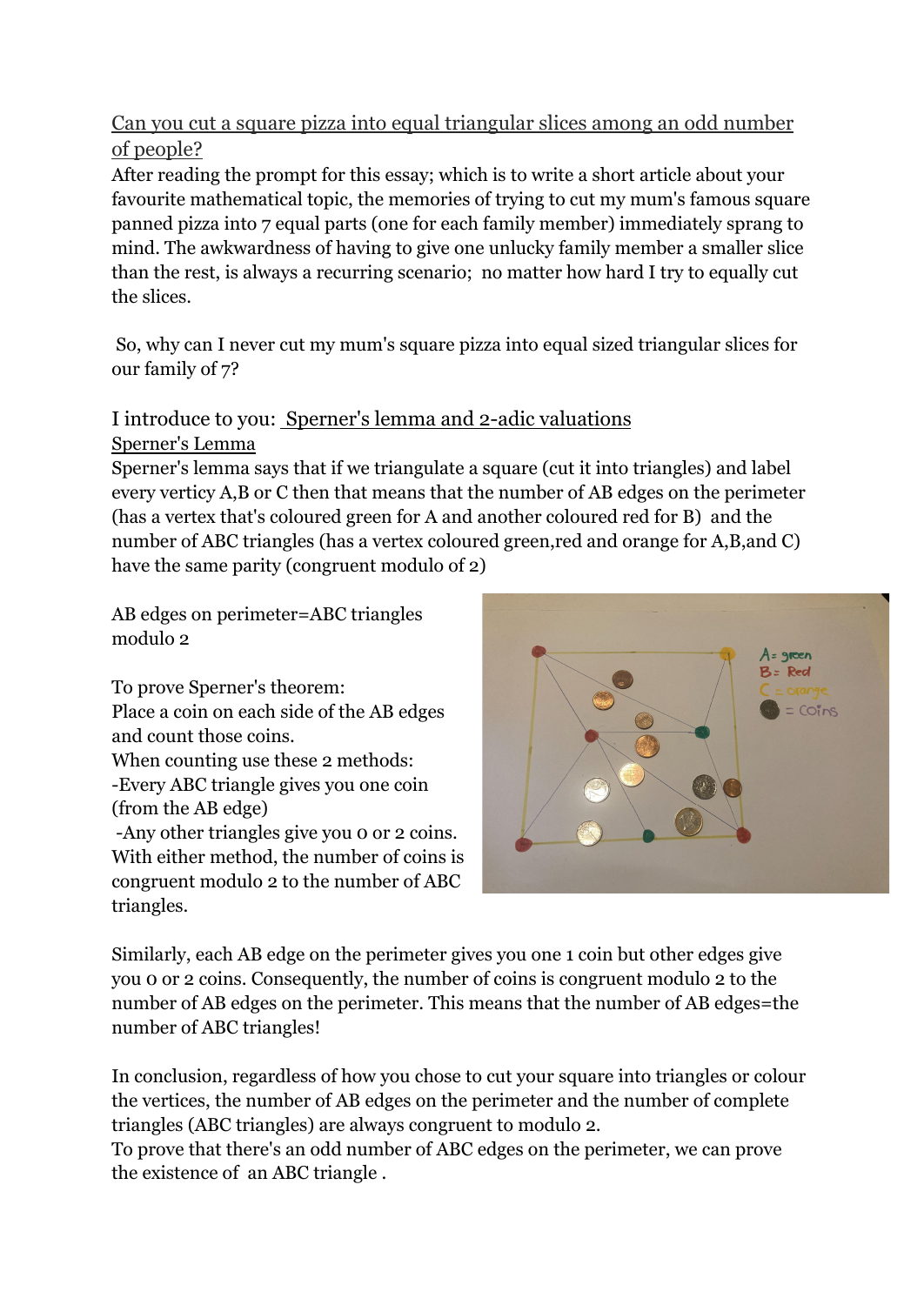Can you cut a square pizza into equal triangular slices among an odd number of people?

After reading the prompt for this essay; which is to write a short article about your favourite mathematical topic, the memories of trying to cut my mum's famous square panned pizza into 7 equal parts (one for each family member) immediately sprang to mind. The awkwardness of having to give one unlucky family member a smaller slice than the rest, is always a recurring scenario; no matter how hard I try to equally cut the slices.

So, why can I never cut my mum's square pizza into equal sized triangular slices for our family of 7?

## I introduce to you: Sperner's lemma and 2-adic valuations

### Sperner's Lemma

Sperner's lemma says that if we triangulate a square (cut it into triangles) and label every verticy A,B or C then that means that the number of AB edges on the perimeter (has a vertex that's coloured green for A and another coloured red for B) and the number of ABC triangles (has a vertex coloured green,red and orange for A,B,and C) have the same parity (congruent modulo of 2)

AB edges on perimeter=ABC triangles modulo 2

A= green
B= Red
C = orange
= Coins

To prove Sperner's theorem:
Place a coin on each side of the AB edges and count those coins.
When counting use these 2 methods:
-Every ABC triangle gives you one coin (from the AB edge)
-Any other triangles give you 0 or 2 coins.
With either method, the number of coins is congruent modulo 2 to the number of ABC triangles.

Similarly, each AB edge on the perimeter gives you one 1 coin but other edges give you 0 or 2 coins. Consequently, the number of coins is congruent modulo 2 to the number of AB edges on the perimeter. This means that the number of AB edges=the number of ABC triangles!

In conclusion, regardless of how you chose to cut your square into triangles or colour the vertices, the number of AB edges on the perimeter and the number of complete triangles (ABC triangles) are always congruent to modulo 2.
To prove that there's an odd number of ABC edges on the perimeter, we can prove the existence of an ABC triangle .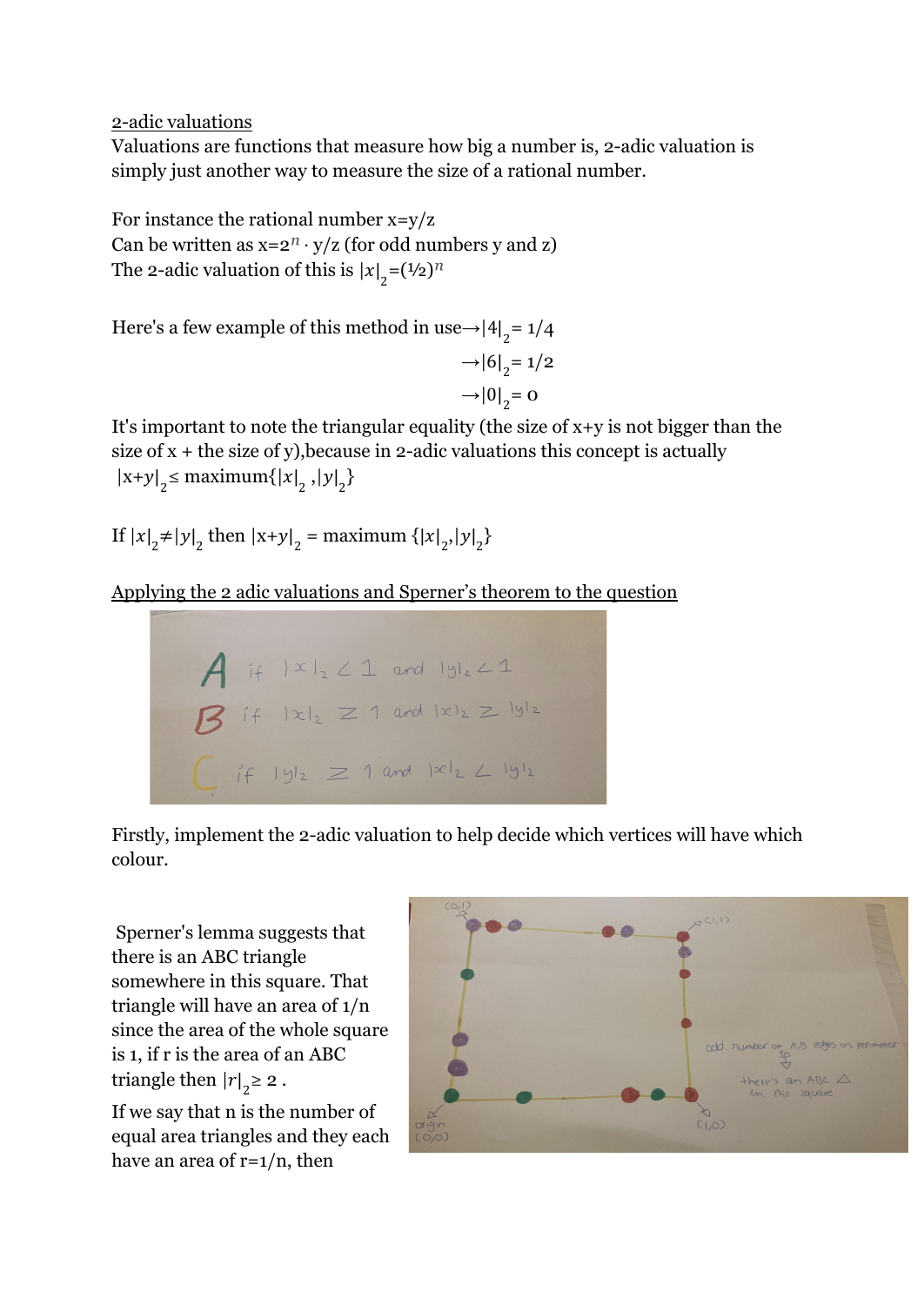2-adic valuations

Valuations are functions that measure how big a number is, 2-adic valuation is simply just another way to measure the size of a rational number.

For instance the rational number $x=y/z$

Can be written as $x=2^n \cdot y/z$ (for odd numbers y and z)

The 2-adic valuation of this is $|x|_2=(½)^n$

Here's a few example of this method in use$\rightarrow |4|_2 = 1/4$

$\rightarrow |6|_2 = 1/2$

$\rightarrow |0|_2 = 0$

It's important to note the triangular equality (the size of x+y is not bigger than the size of x + the size of y),because in 2-adic valuations this concept is actually $|x+y|_2 \leq$ maximum$\{|x|_2, |y|_2\}$

If $|x|_2 \neq |y|_2$ then $|x+y|_2$ = maximum $\{|x|_2, |y|_2\}$

Applying the 2 adic valuations and Sperner's theorem to the question

A if $|x|_2 < 1$ and $|y|_2 < 1$

B if $|x|_2 \geq 1$ and $|x|_2 \geq |y|_2$

C if $|y|_2 \geq 1$ and $|x|_2 < |y|_2$

Firstly, implement the 2-adic valuation to help decide which vertices will have which colour.

Sperner's lemma suggests that there is an ABC triangle somewhere in this square. That triangle will have an area of 1/n since the area of the whole square is 1, if r is the area of an ABC triangle then $|r|_2 \geq 2$ .

If we say that n is the number of equal area triangles and they each have an area of r=1/n, then

(0,1)

(1,1)

odd number of A,B edges on perimeter

so

there's an ABC △ in this square

origin (0,0)

(1,0)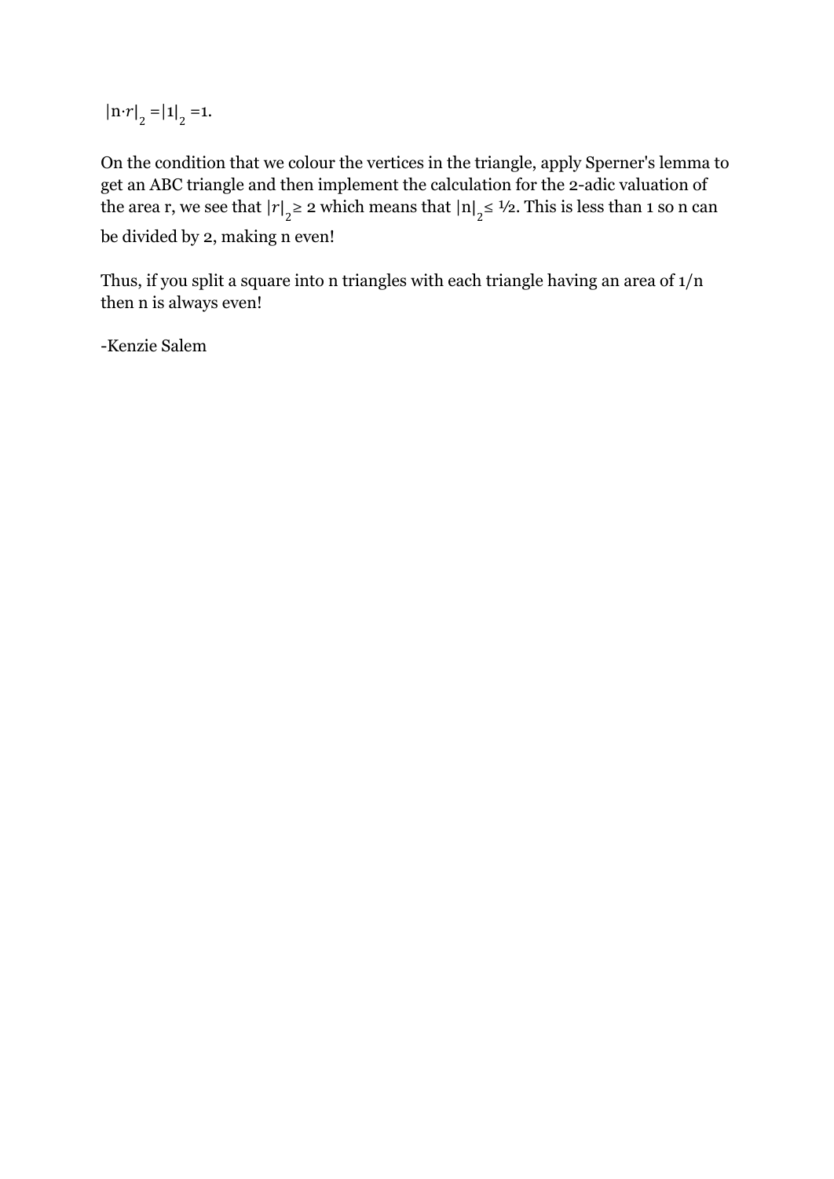$|n{\cdot}r|_2 = |1|_2 = 1.$

On the condition that we colour the vertices in the triangle, apply Sperner's lemma to get an ABC triangle and then implement the calculation for the 2-adic valuation of the area r, we see that $|r|_2 \geq 2$ which means that $|n|_2 \leq ½$. This is less than 1 so n can be divided by 2, making n even!

Thus, if you split a square into n triangles with each triangle having an area of 1/n then n is always even!

-Kenzie Salem